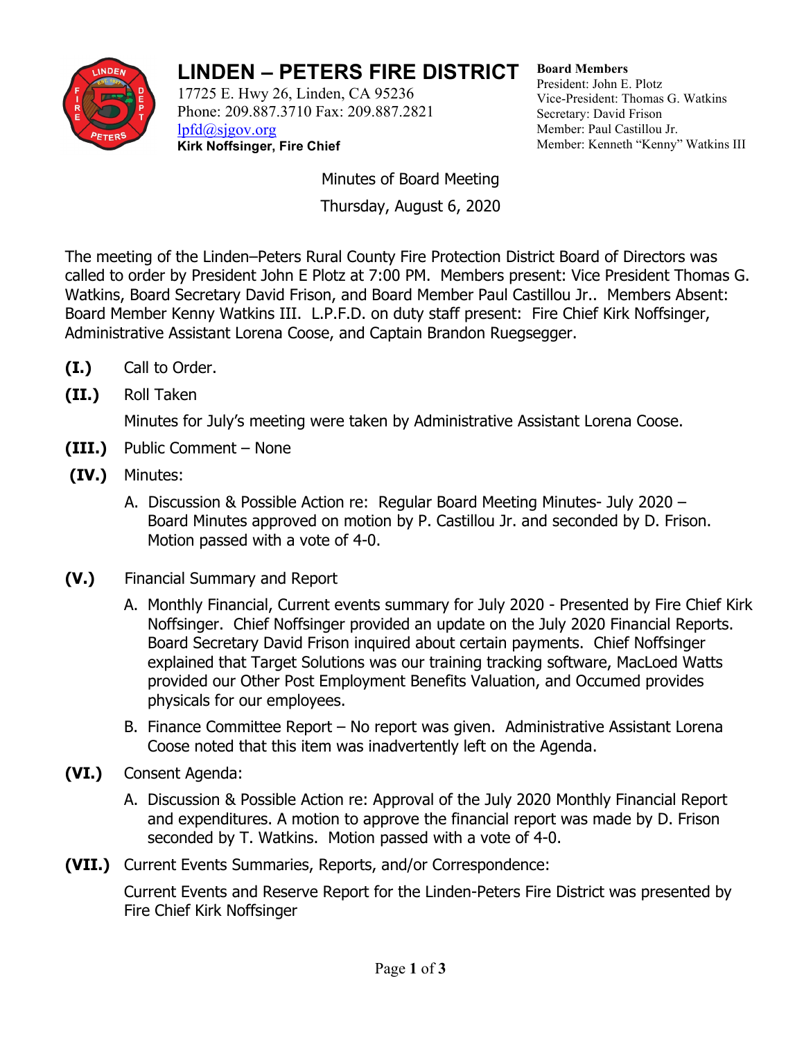# LINDEN – PETERS FIRE DISTRICT

17725 E. Hwy 26, Linden, CA 95236
Phone: 209.887.3710 Fax: 209.887.2821
lpfd@sjgov.org
**Kirk Noffsinger, Fire Chief**

**Board Members**
President: John E. Plotz
Vice-President: Thomas G. Watkins
Secretary: David Frison
Member: Paul Castillou Jr.
Member: Kenneth "Kenny" Watkins III

Minutes of Board Meeting

Thursday, August 6, 2020

The meeting of the Linden–Peters Rural County Fire Protection District Board of Directors was called to order by President John E Plotz at 7:00 PM. Members present: Vice President Thomas G. Watkins, Board Secretary David Frison, and Board Member Paul Castillou Jr.. Members Absent: Board Member Kenny Watkins III. L.P.F.D. on duty staff present: Fire Chief Kirk Noffsinger, Administrative Assistant Lorena Coose, and Captain Brandon Ruegsegger.

**(I.)** Call to Order.

**(II.)** Roll Taken

Minutes for July's meeting were taken by Administrative Assistant Lorena Coose.

**(III.)** Public Comment – None

**(IV.)** Minutes:

A. Discussion & Possible Action re: Regular Board Meeting Minutes- July 2020 – Board Minutes approved on motion by P. Castillou Jr. and seconded by D. Frison. Motion passed with a vote of 4-0.

**(V.)** Financial Summary and Report

A. Monthly Financial, Current events summary for July 2020 - Presented by Fire Chief Kirk Noffsinger. Chief Noffsinger provided an update on the July 2020 Financial Reports. Board Secretary David Frison inquired about certain payments. Chief Noffsinger explained that Target Solutions was our training tracking software, MacLoed Watts provided our Other Post Employment Benefits Valuation, and Occumed provides physicals for our employees.

B. Finance Committee Report – No report was given. Administrative Assistant Lorena Coose noted that this item was inadvertently left on the Agenda.

**(VI.)** Consent Agenda:

A. Discussion & Possible Action re: Approval of the July 2020 Monthly Financial Report and expenditures. A motion to approve the financial report was made by D. Frison seconded by T. Watkins. Motion passed with a vote of 4-0.

**(VII.)** Current Events Summaries, Reports, and/or Correspondence:

Current Events and Reserve Report for the Linden-Peters Fire District was presented by Fire Chief Kirk Noffsinger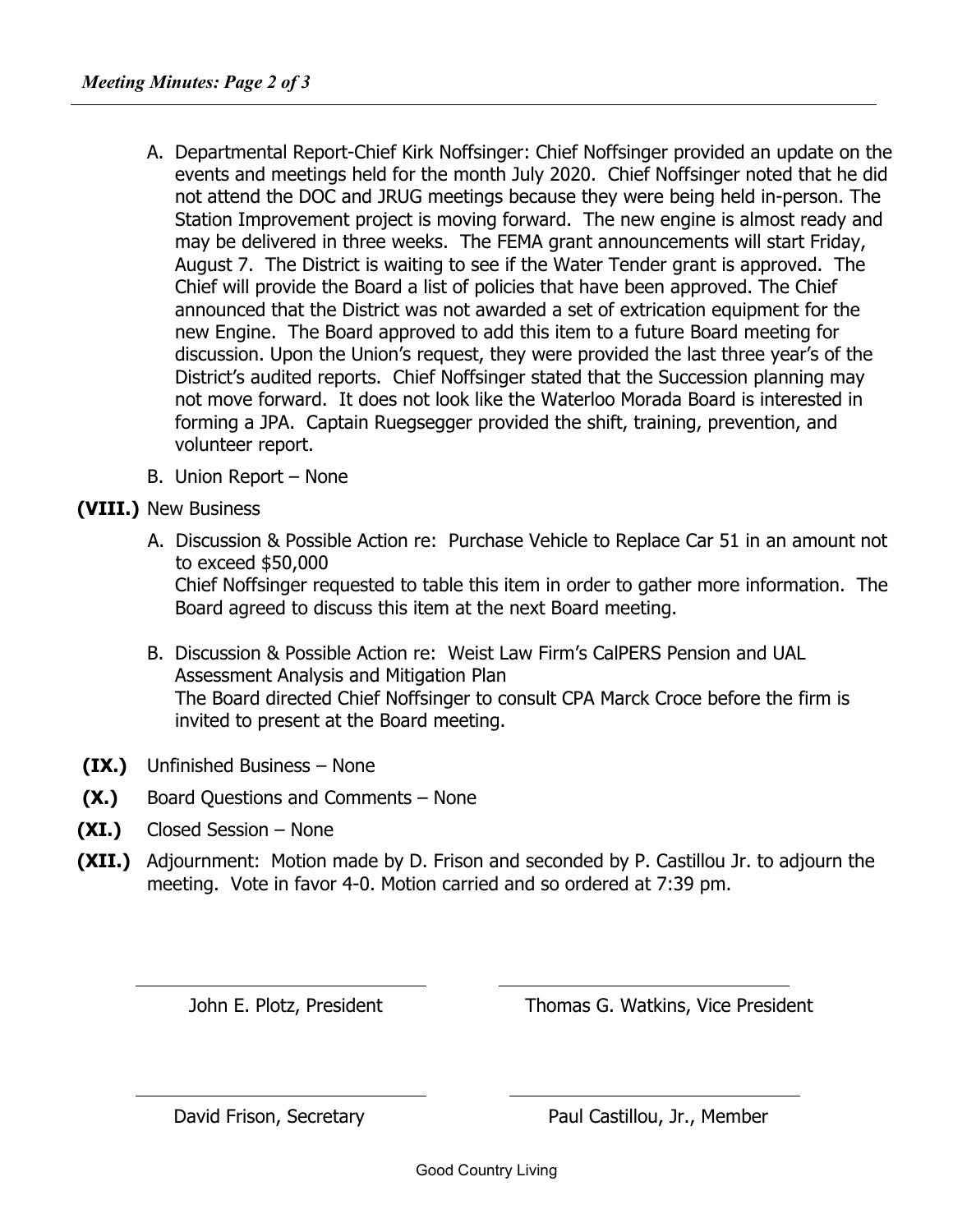A. Departmental Report-Chief Kirk Noffsinger: Chief Noffsinger provided an update on the events and meetings held for the month July 2020. Chief Noffsinger noted that he did not attend the DOC and JRUG meetings because they were being held in-person. The Station Improvement project is moving forward. The new engine is almost ready and may be delivered in three weeks. The FEMA grant announcements will start Friday, August 7. The District is waiting to see if the Water Tender grant is approved. The Chief will provide the Board a list of policies that have been approved. The Chief announced that the District was not awarded a set of extrication equipment for the new Engine. The Board approved to add this item to a future Board meeting for discussion. Upon the Union's request, they were provided the last three year's of the District's audited reports. Chief Noffsinger stated that the Succession planning may not move forward. It does not look like the Waterloo Morada Board is interested in forming a JPA. Captain Ruegsegger provided the shift, training, prevention, and volunteer report.

B. Union Report – None

**(VIII.)** New Business

A. Discussion & Possible Action re: Purchase Vehicle to Replace Car 51 in an amount not to exceed $50,000
Chief Noffsinger requested to table this item in order to gather more information. The Board agreed to discuss this item at the next Board meeting.

B. Discussion & Possible Action re: Weist Law Firm's CalPERS Pension and UAL Assessment Analysis and Mitigation Plan
The Board directed Chief Noffsinger to consult CPA Marck Croce before the firm is invited to present at the Board meeting.

**(IX.)** Unfinished Business – None

**(X.)** Board Questions and Comments – None

**(XI.)** Closed Session – None

**(XII.)** Adjournment: Motion made by D. Frison and seconded by P. Castillou Jr. to adjourn the meeting. Vote in favor 4-0. Motion carried and so ordered at 7:39 pm.

| | |
|---|---|
| John E. Plotz, President | Thomas G. Watkins, Vice President |
| David Frison, Secretary | Paul Castillou, Jr., Member |

Good Country Living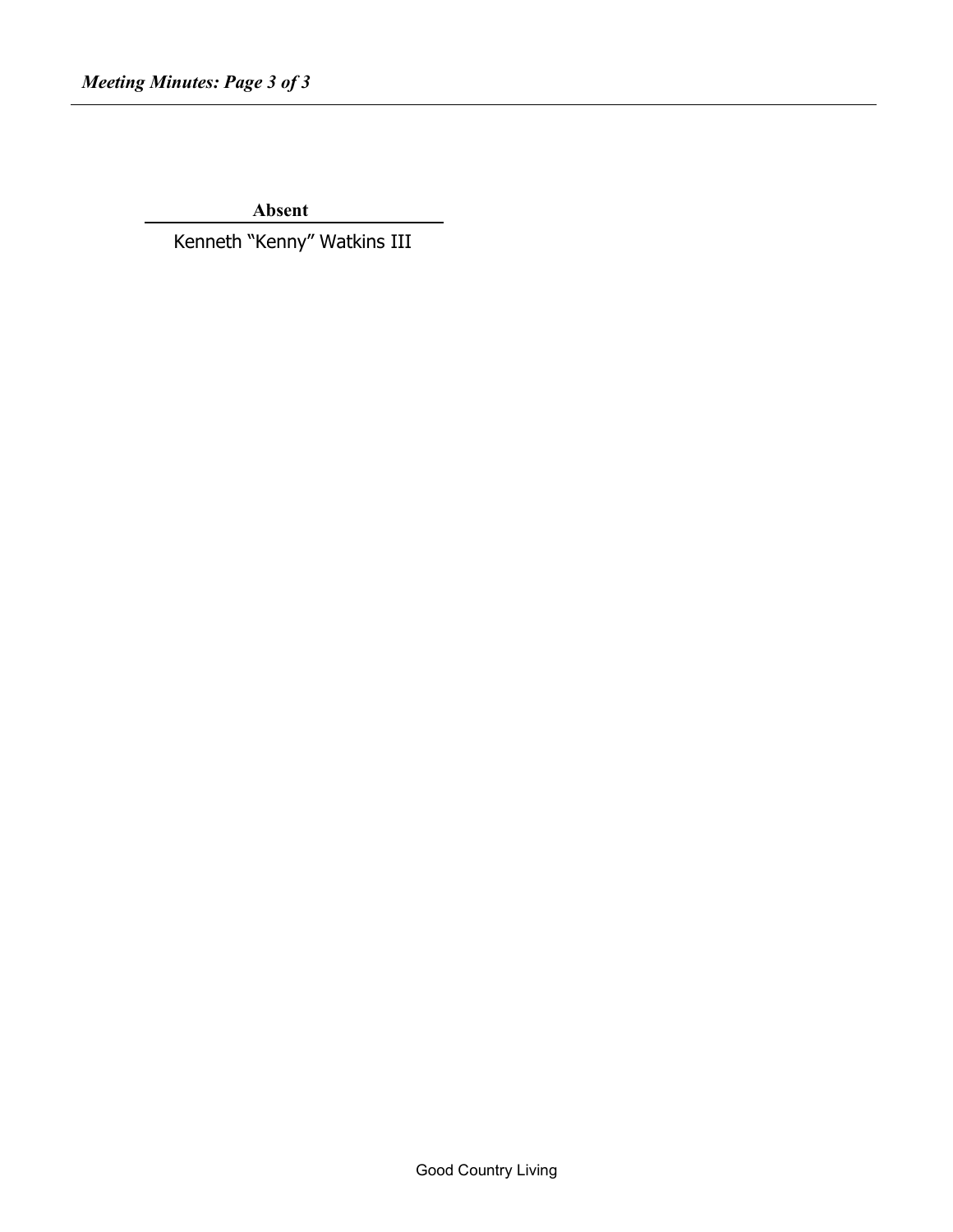**Absent**

Kenneth "Kenny" Watkins III